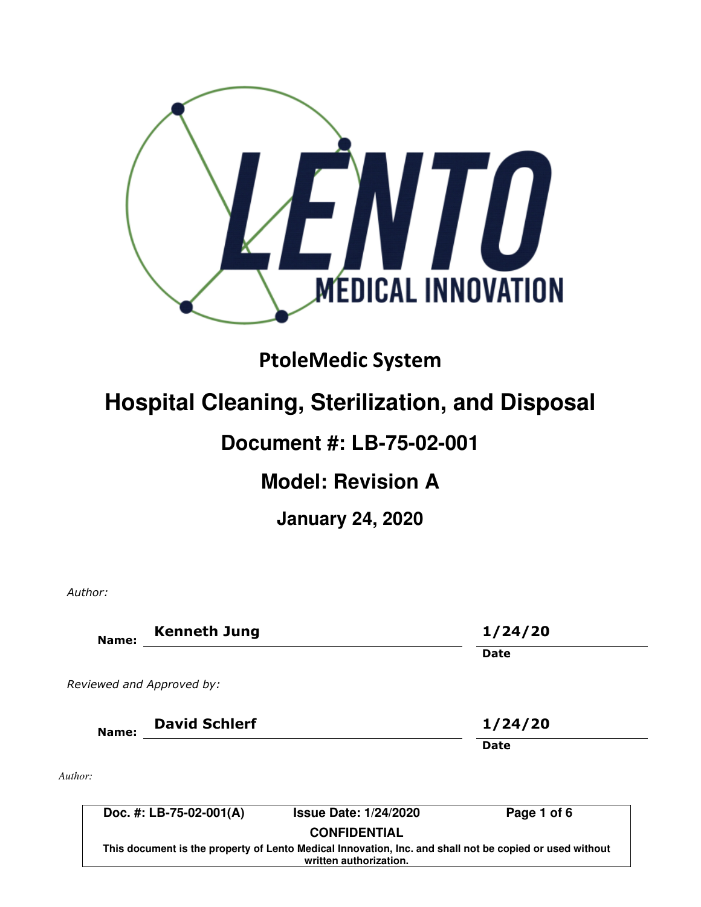LENTO MEDICAL INNOVATION

# PtoleMedic System

# Hospital Cleaning, Sterilization, and Disposal

## Document #: LB-75-02-001

## Model: Revision A

### January 24, 2020

*Author:*

| | | |
|---|---|---|
| **Name:** | **Kenneth Jung** | **1/24/20** |
| | | **Date** |

*Reviewed and Approved by:*

| | | |
|---|---|---|
| **Name:** | **David Schlerf** | **1/24/20** |
| | | **Date** |

*Author:*

| **Doc. #: LB-75-02-001(A)** | **Issue Date: 1/24/2020** | |
|---|---|---|

**CONFIDENTIAL**

**This document is the property of Lento Medical Innovation, Inc. and shall not be copied or used without written authorization.**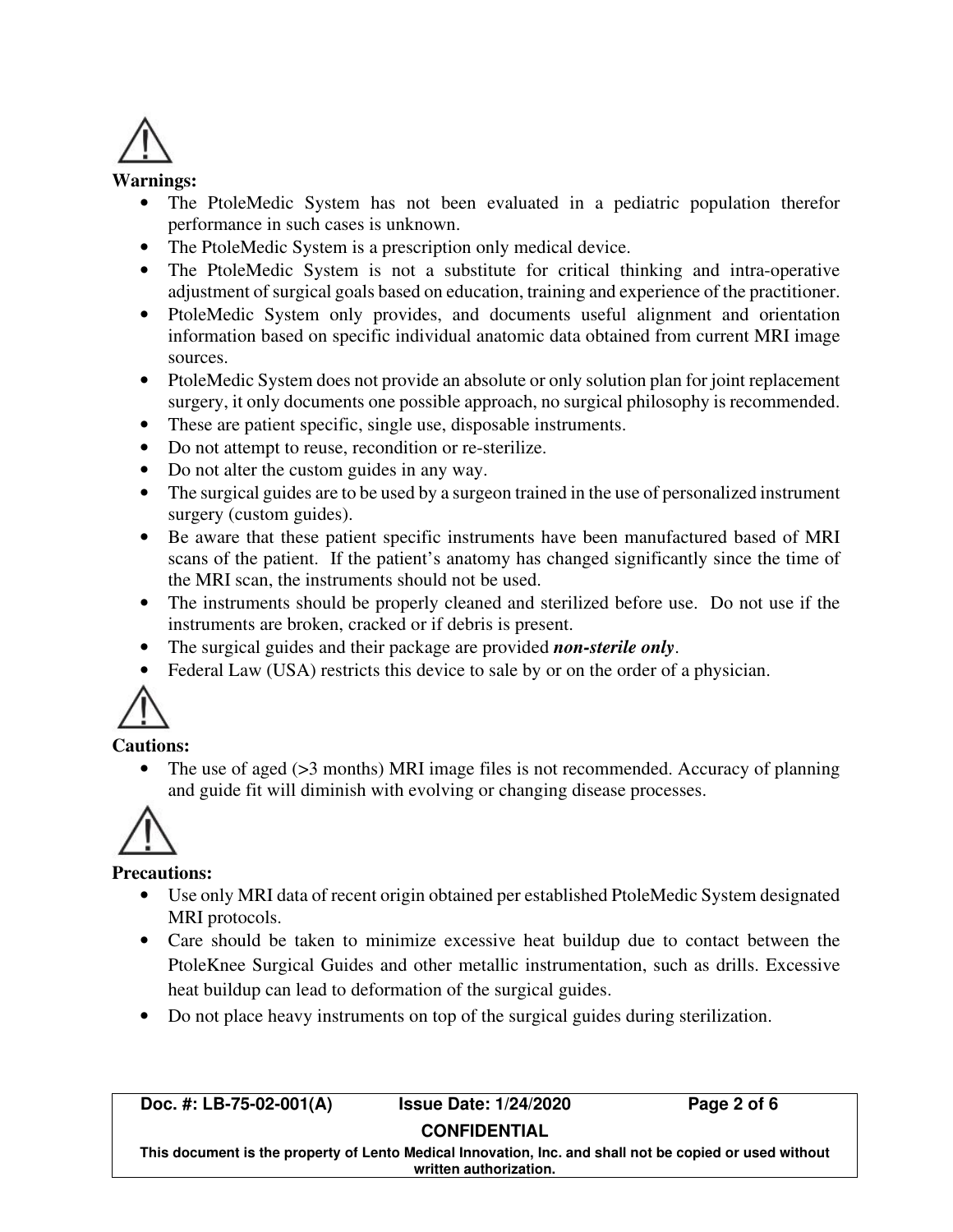**Warnings:**

- The PtoleMedic System has not been evaluated in a pediatric population therefor performance in such cases is unknown.
- The PtoleMedic System is a prescription only medical device.
- The PtoleMedic System is not a substitute for critical thinking and intra-operative adjustment of surgical goals based on education, training and experience of the practitioner.
- PtoleMedic System only provides, and documents useful alignment and orientation information based on specific individual anatomic data obtained from current MRI image sources.
- PtoleMedic System does not provide an absolute or only solution plan for joint replacement surgery, it only documents one possible approach, no surgical philosophy is recommended.
- These are patient specific, single use, disposable instruments.
- Do not attempt to reuse, recondition or re-sterilize.
- Do not alter the custom guides in any way.
- The surgical guides are to be used by a surgeon trained in the use of personalized instrument surgery (custom guides).
- Be aware that these patient specific instruments have been manufactured based of MRI scans of the patient. If the patient's anatomy has changed significantly since the time of the MRI scan, the instruments should not be used.
- The instruments should be properly cleaned and sterilized before use. Do not use if the instruments are broken, cracked or if debris is present.
- The surgical guides and their package are provided ***non-sterile only***.
- Federal Law (USA) restricts this device to sale by or on the order of a physician.

**Cautions:**

- The use of aged (>3 months) MRI image files is not recommended. Accuracy of planning and guide fit will diminish with evolving or changing disease processes.

**Precautions:**

- Use only MRI data of recent origin obtained per established PtoleMedic System designated MRI protocols.
- Care should be taken to minimize excessive heat buildup due to contact between the PtoleKnee Surgical Guides and other metallic instrumentation, such as drills. Excessive heat buildup can lead to deformation of the surgical guides.
- Do not place heavy instruments on top of the surgical guides during sterilization.

| Doc. #: LB-75-02-001(A) | Issue Date: 1/24/2020 | Page 2 of 6 |
|---|---|---|
| CONFIDENTIAL | | |
| This document is the property of Lento Medical Innovation, Inc. and shall not be copied or used without written authorization. | | |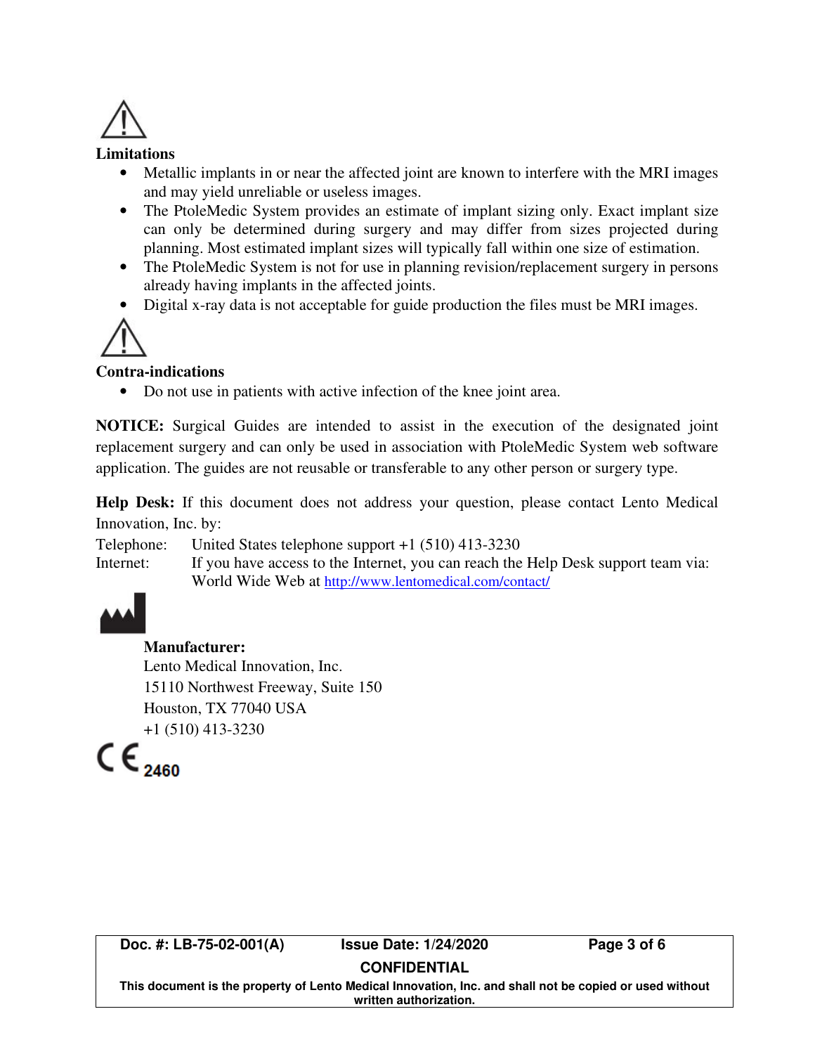**Limitations**

- Metallic implants in or near the affected joint are known to interfere with the MRI images and may yield unreliable or useless images.
- The PtoleMedic System provides an estimate of implant sizing only. Exact implant size can only be determined during surgery and may differ from sizes projected during planning. Most estimated implant sizes will typically fall within one size of estimation.
- The PtoleMedic System is not for use in planning revision/replacement surgery in persons already having implants in the affected joints.
- Digital x-ray data is not acceptable for guide production the files must be MRI images.

**Contra-indications**

- Do not use in patients with active infection of the knee joint area.

**NOTICE:** Surgical Guides are intended to assist in the execution of the designated joint replacement surgery and can only be used in association with PtoleMedic System web software application. The guides are not reusable or transferable to any other person or surgery type.

**Help Desk:** If this document does not address your question, please contact Lento Medical Innovation, Inc. by:

Telephone: United States telephone support +1 (510) 413-3230

Internet: If you have access to the Internet, you can reach the Help Desk support team via: World Wide Web at http://www.lentomedical.com/contact/

**Manufacturer:**
Lento Medical Innovation, Inc.
15110 Northwest Freeway, Suite 150
Houston, TX 77040 USA
+1 (510) 413-3230

CE 2460

Doc. #: LB-75-02-001(A) Issue Date: 1/24/2020

CONFIDENTIAL

This document is the property of Lento Medical Innovation, Inc. and shall not be copied or used without written authorization.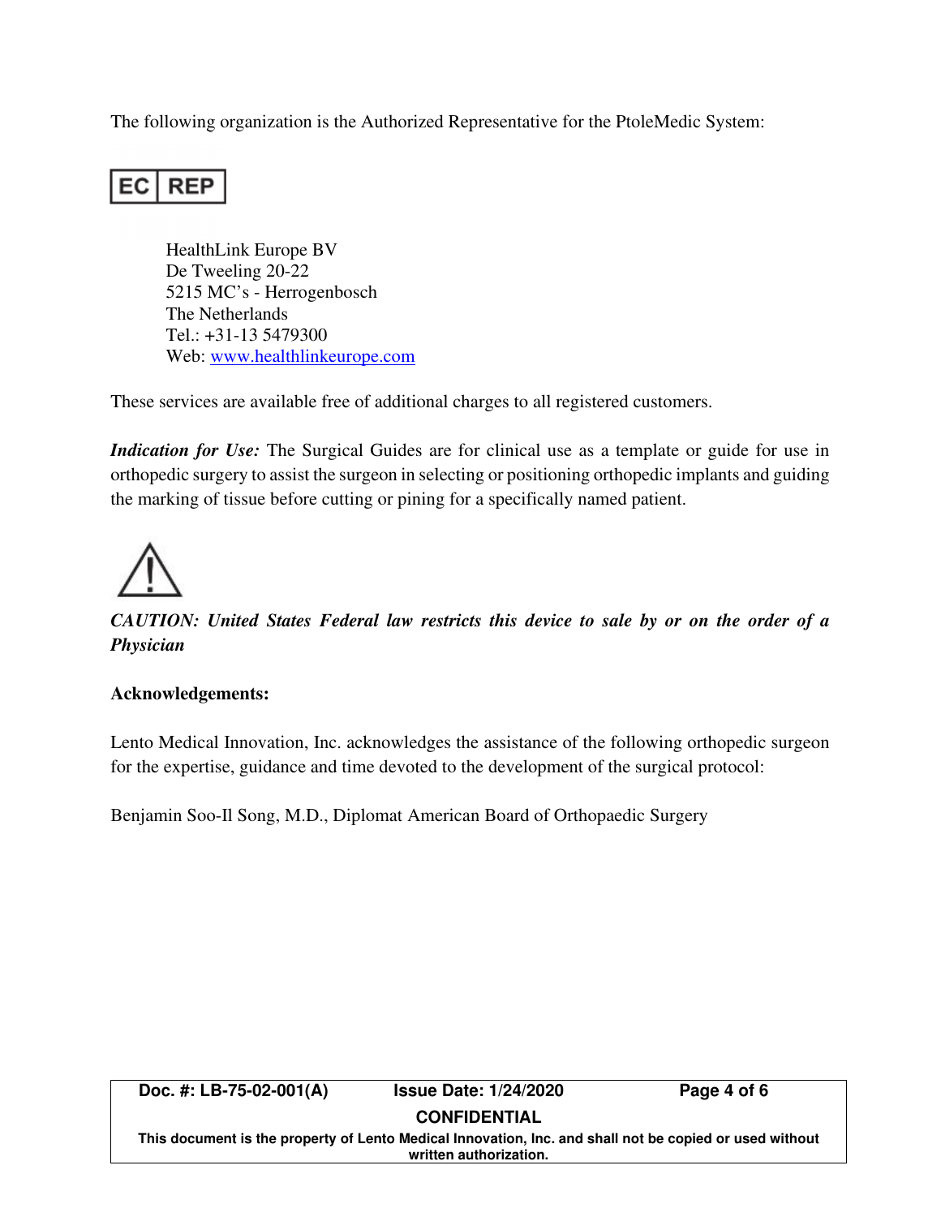The following organization is the Authorized Representative for the PtoleMedic System:

EC | REP

HealthLink Europe BV
De Tweeling 20-22
5215 MC's - Herrogenbosch
The Netherlands
Tel.: +31-13 5479300
Web: www.healthlinkeurope.com

These services are available free of additional charges to all registered customers.

***Indication for Use:*** The Surgical Guides are for clinical use as a template or guide for use in orthopedic surgery to assist the surgeon in selecting or positioning orthopedic implants and guiding the marking of tissue before cutting or pining for a specifically named patient.

***CAUTION: United States Federal law restricts this device to sale by or on the order of a Physician***

**Acknowledgements:**

Lento Medical Innovation, Inc. acknowledges the assistance of the following orthopedic surgeon for the expertise, guidance and time devoted to the development of the surgical protocol:

Benjamin Soo-Il Song, M.D., Diplomat American Board of Orthopaedic Surgery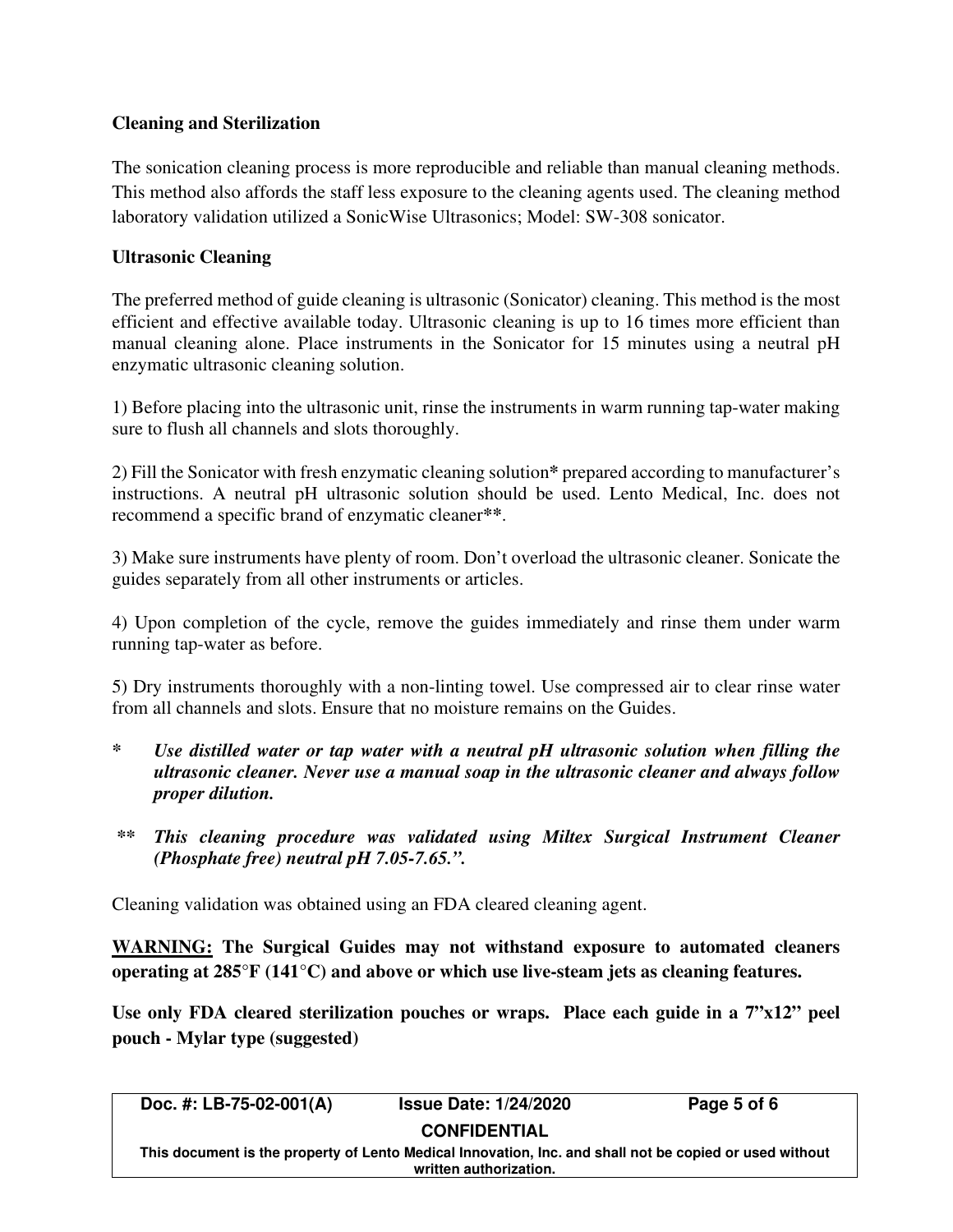**Cleaning and Sterilization**

The sonication cleaning process is more reproducible and reliable than manual cleaning methods. This method also affords the staff less exposure to the cleaning agents used. The cleaning method laboratory validation utilized a SonicWise Ultrasonics; Model: SW-308 sonicator.

**Ultrasonic Cleaning**

The preferred method of guide cleaning is ultrasonic (Sonicator) cleaning. This method is the most efficient and effective available today. Ultrasonic cleaning is up to 16 times more efficient than manual cleaning alone. Place instruments in the Sonicator for 15 minutes using a neutral pH enzymatic ultrasonic cleaning solution.

1) Before placing into the ultrasonic unit, rinse the instruments in warm running tap-water making sure to flush all channels and slots thoroughly.

2) Fill the Sonicator with fresh enzymatic cleaning solution* prepared according to manufacturer's instructions. A neutral pH ultrasonic solution should be used. Lento Medical, Inc. does not recommend a specific brand of enzymatic cleaner**.

3) Make sure instruments have plenty of room. Don't overload the ultrasonic cleaner. Sonicate the guides separately from all other instruments or articles.

4) Upon completion of the cycle, remove the guides immediately and rinse them under warm running tap-water as before.

5) Dry instruments thoroughly with a non-linting towel. Use compressed air to clear rinse water from all channels and slots. Ensure that no moisture remains on the Guides.

\* ***Use distilled water or tap water with a neutral pH ultrasonic solution when filling the ultrasonic cleaner. Never use a manual soap in the ultrasonic cleaner and always follow proper dilution.***

\*\* ***This cleaning procedure was validated using Miltex Surgical Instrument Cleaner (Phosphate free) neutral pH 7.05-7.65.".***

Cleaning validation was obtained using an FDA cleared cleaning agent.

**<u>WARNING:</u> The Surgical Guides may not withstand exposure to automated cleaners operating at 285°F (141°C) and above or which use live-steam jets as cleaning features.**

**Use only FDA cleared sterilization pouches or wraps. Place each guide in a 7"x12" peel pouch - Mylar type (suggested)**

| Doc. #: LB-75-02-001(A) | Issue Date: 1/24/2020 | Page 5 of 6 |
| --- | --- | --- |
| CONFIDENTIAL | | |
| This document is the property of Lento Medical Innovation, Inc. and shall not be copied or used without written authorization. | | |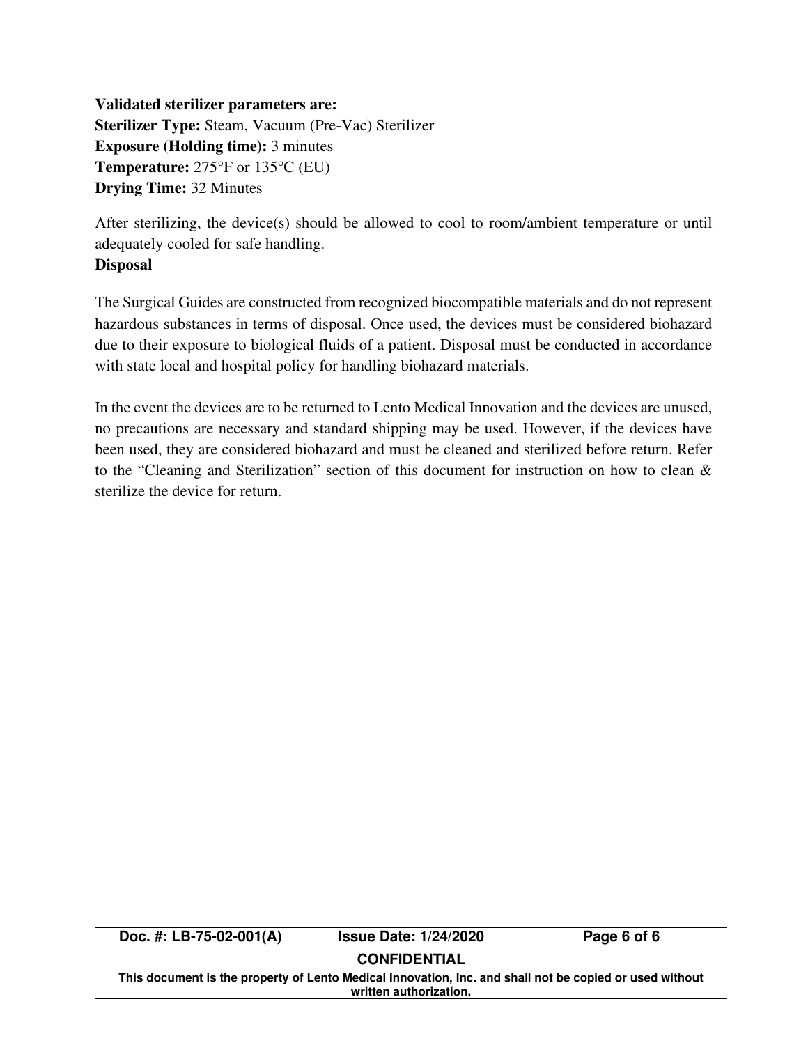**Validated sterilizer parameters are:**
**Sterilizer Type:** Steam, Vacuum (Pre-Vac) Sterilizer
**Exposure (Holding time):** 3 minutes
**Temperature:** 275°F or 135°C (EU)
**Drying Time:** 32 Minutes

After sterilizing, the device(s) should be allowed to cool to room/ambient temperature or until adequately cooled for safe handling.

**Disposal**

The Surgical Guides are constructed from recognized biocompatible materials and do not represent hazardous substances in terms of disposal. Once used, the devices must be considered biohazard due to their exposure to biological fluids of a patient. Disposal must be conducted in accordance with state local and hospital policy for handling biohazard materials.

In the event the devices are to be returned to Lento Medical Innovation and the devices are unused, no precautions are necessary and standard shipping may be used. However, if the devices have been used, they are considered biohazard and must be cleaned and sterilized before return. Refer to the "Cleaning and Sterilization" section of this document for instruction on how to clean & sterilize the device for return.